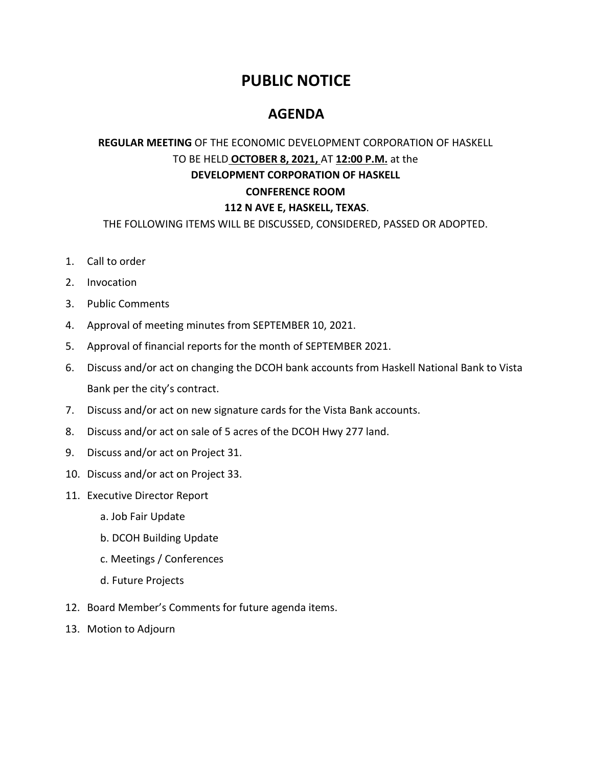# PUBLIC NOTICE

## AGENDA

**REGULAR MEETING** OF THE ECONOMIC DEVELOPMENT CORPORATION OF HASKELL
TO BE HELD **OCTOBER 8, 2021,** AT **12:00 P.M.** at the
**DEVELOPMENT CORPORATION OF HASKELL**
**CONFERENCE ROOM**
**112 N AVE E, HASKELL, TEXAS**.

THE FOLLOWING ITEMS WILL BE DISCUSSED, CONSIDERED, PASSED OR ADOPTED.

1. Call to order
2. Invocation
3. Public Comments
4. Approval of meeting minutes from SEPTEMBER 10, 2021.
5. Approval of financial reports for the month of SEPTEMBER 2021.
6. Discuss and/or act on changing the DCOH bank accounts from Haskell National Bank to Vista Bank per the city's contract.
7. Discuss and/or act on new signature cards for the Vista Bank accounts.
8. Discuss and/or act on sale of 5 acres of the DCOH Hwy 277 land.
9. Discuss and/or act on Project 31.
10. Discuss and/or act on Project 33.
11. Executive Director Report
    a. Job Fair Update
    b. DCOH Building Update
    c. Meetings / Conferences
    d. Future Projects
12. Board Member's Comments for future agenda items.
13. Motion to Adjourn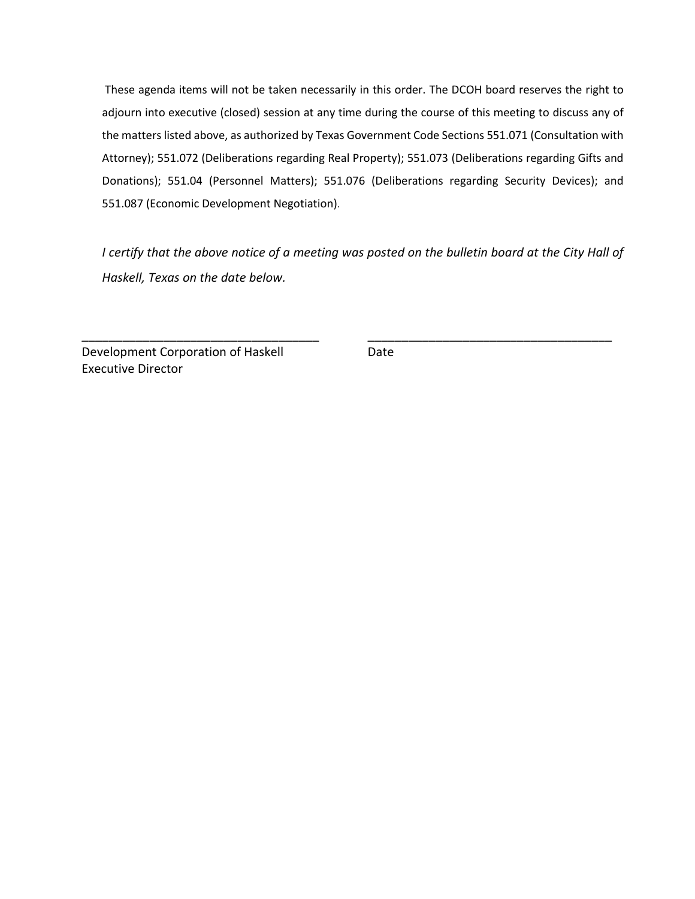These agenda items will not be taken necessarily in this order. The DCOH board reserves the right to adjourn into executive (closed) session at any time during the course of this meeting to discuss any of the matters listed above, as authorized by Texas Government Code Sections 551.071 (Consultation with Attorney); 551.072 (Deliberations regarding Real Property); 551.073 (Deliberations regarding Gifts and Donations); 551.04 (Personnel Matters); 551.076 (Deliberations regarding Security Devices); and 551.087 (Economic Development Negotiation).

*I certify that the above notice of a meeting was posted on the bulletin board at the City Hall of Haskell, Texas on the date below.*

| ___________________________________ | ____________________________________ |
| --- | --- |
| Development Corporation of Haskell<br>Executive Director | Date |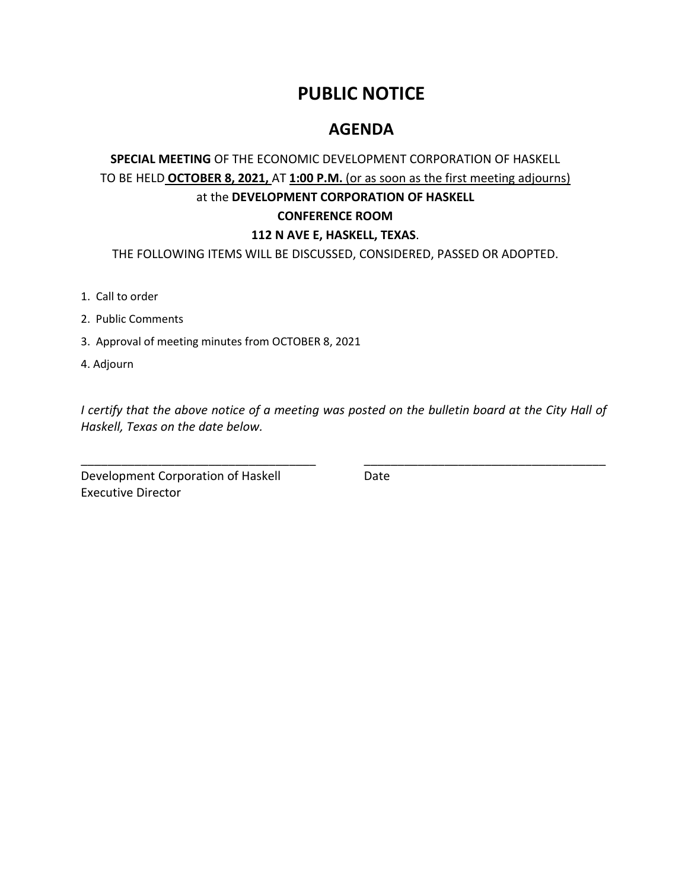# PUBLIC NOTICE

## AGENDA

**SPECIAL MEETING** OF THE ECONOMIC DEVELOPMENT CORPORATION OF HASKELL
TO BE HELD **OCTOBER 8, 2021,** AT **1:00 P.M.** (or as soon as the first meeting adjourns)
at the **DEVELOPMENT CORPORATION OF HASKELL**
**CONFERENCE ROOM**
**112 N AVE E, HASKELL, TEXAS**.
THE FOLLOWING ITEMS WILL BE DISCUSSED, CONSIDERED, PASSED OR ADOPTED.

1. Call to order
2. Public Comments
3. Approval of meeting minutes from OCTOBER 8, 2021
4. Adjourn

*I certify that the above notice of a meeting was posted on the bulletin board at the City Hall of Haskell, Texas on the date below.*

___________________________________ ___________________________________

Development Corporation of Haskell
Executive Director

Date